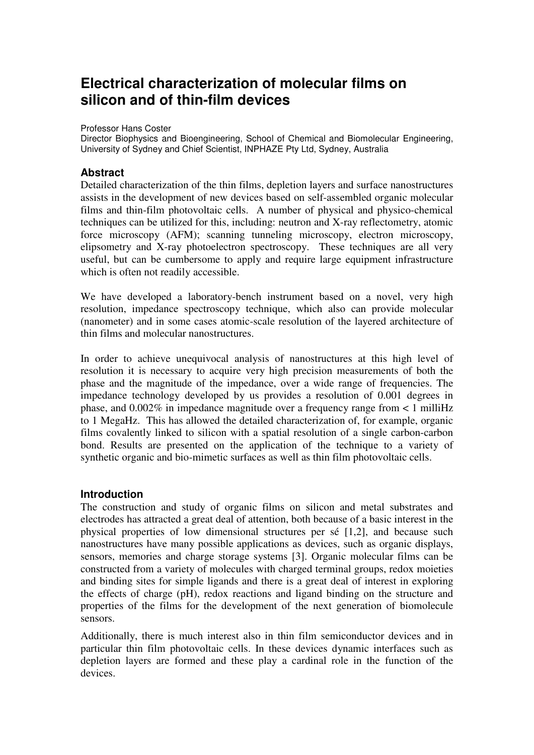# Electrical characterization of molecular films on silicon and of thin-film devices

Professor Hans Coster

Director Biophysics and Bioengineering, School of Chemical and Biomolecular Engineering, University of Sydney and Chief Scientist, INPHAZE Pty Ltd, Sydney, Australia

## Abstract

Detailed characterization of the thin films, depletion layers and surface nanostructures assists in the development of new devices based on self-assembled organic molecular films and thin-film photovoltaic cells. A number of physical and physico-chemical techniques can be utilized for this, including: neutron and X-ray reflectometry, atomic force microscopy (AFM); scanning tunneling microscopy, electron microscopy, elipsometry and X-ray photoelectron spectroscopy. These techniques are all very useful, but can be cumbersome to apply and require large equipment infrastructure which is often not readily accessible.

We have developed a laboratory-bench instrument based on a novel, very high resolution, impedance spectroscopy technique, which also can provide molecular (nanometer) and in some cases atomic-scale resolution of the layered architecture of thin films and molecular nanostructures.

In order to achieve unequivocal analysis of nanostructures at this high level of resolution it is necessary to acquire very high precision measurements of both the phase and the magnitude of the impedance, over a wide range of frequencies. The impedance technology developed by us provides a resolution of 0.001 degrees in phase, and 0.002% in impedance magnitude over a frequency range from < 1 milliHz to 1 MegaHz. This has allowed the detailed characterization of, for example, organic films covalently linked to silicon with a spatial resolution of a single carbon-carbon bond. Results are presented on the application of the technique to a variety of synthetic organic and bio-mimetic surfaces as well as thin film photovoltaic cells.

## Introduction

The construction and study of organic films on silicon and metal substrates and electrodes has attracted a great deal of attention, both because of a basic interest in the physical properties of low dimensional structures per sé [1,2], and because such nanostructures have many possible applications as devices, such as organic displays, sensors, memories and charge storage systems [3]. Organic molecular films can be constructed from a variety of molecules with charged terminal groups, redox moieties and binding sites for simple ligands and there is a great deal of interest in exploring the effects of charge (pH), redox reactions and ligand binding on the structure and properties of the films for the development of the next generation of biomolecule sensors.

Additionally, there is much interest also in thin film semiconductor devices and in particular thin film photovoltaic cells. In these devices dynamic interfaces such as depletion layers are formed and these play a cardinal role in the function of the devices.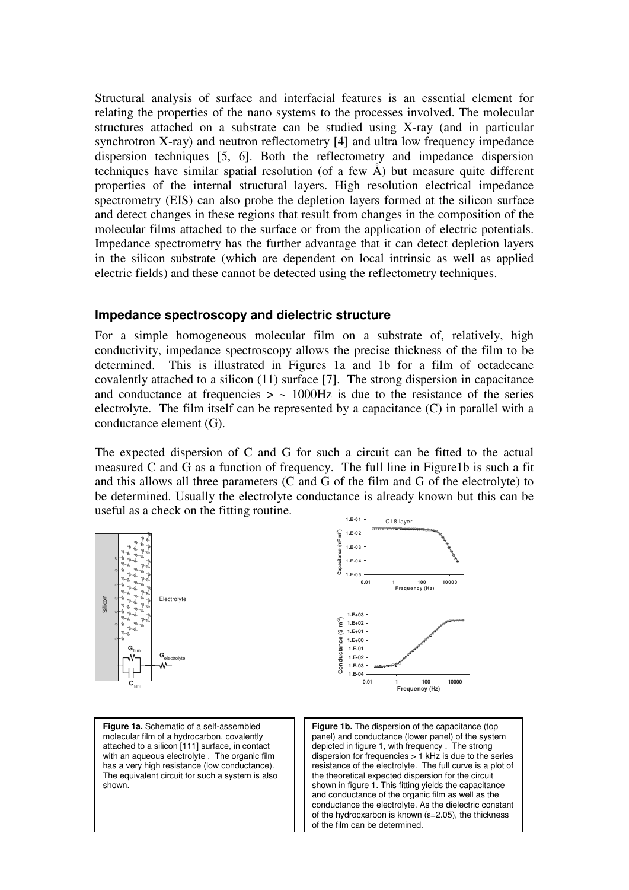Structural analysis of surface and interfacial features is an essential element for relating the properties of the nano systems to the processes involved. The molecular structures attached on a substrate can be studied using X-ray (and in particular synchrotron X-ray) and neutron reflectometry [4] and ultra low frequency impedance dispersion techniques [5, 6]. Both the reflectometry and impedance dispersion techniques have similar spatial resolution (of a few Å) but measure quite different properties of the internal structural layers. High resolution electrical impedance spectrometry (EIS) can also probe the depletion layers formed at the silicon surface and detect changes in these regions that result from changes in the composition of the molecular films attached to the surface or from the application of electric potentials. Impedance spectrometry has the further advantage that it can detect depletion layers in the silicon substrate (which are dependent on local intrinsic as well as applied electric fields) and these cannot be detected using the reflectometry techniques.

## Impedance spectroscopy and dielectric structure

For a simple homogeneous molecular film on a substrate of, relatively, high conductivity, impedance spectroscopy allows the precise thickness of the film to be determined. This is illustrated in Figures 1a and 1b for a film of octadecane covalently attached to a silicon (11) surface [7]. The strong dispersion in capacitance and conductance at frequencies > ~ 1000Hz is due to the resistance of the series electrolyte. The film itself can be represented by a capacitance (C) in parallel with a conductance element (G).

The expected dispersion of C and G for such a circuit can be fitted to the actual measured C and G as a function of frequency. The full line in Figure1b is such a fit and this allows all three parameters (C and G of the film and G of the electrolyte) to be determined. Usually the electrolyte conductance is already known but this can be useful as a check on the fitting routine.

**Figure 1a.** Schematic of a self-assembled molecular film of a hydrocarbon, covalently attached to a silicon [111] surface, in contact with an aqueous electrolyte . The organic film has a very high resistance (low conductance). The equivalent circuit for such a system is also shown.

**Figure 1b.** The dispersion of the capacitance (top panel) and conductance (lower panel) of the system depicted in figure 1, with frequency . The strong dispersion for frequencies > 1 kHz is due to the series resistance of the electrolyte. The full curve is a plot of the theoretical expected dispersion for the circuit shown in figure 1. This fitting yields the capacitance and conductance of the organic film as well as the conductance the electrolyte. As the dielectric constant of the hydrocxarbon is known ($\varepsilon$=2.05), the thickness of the film can be determined.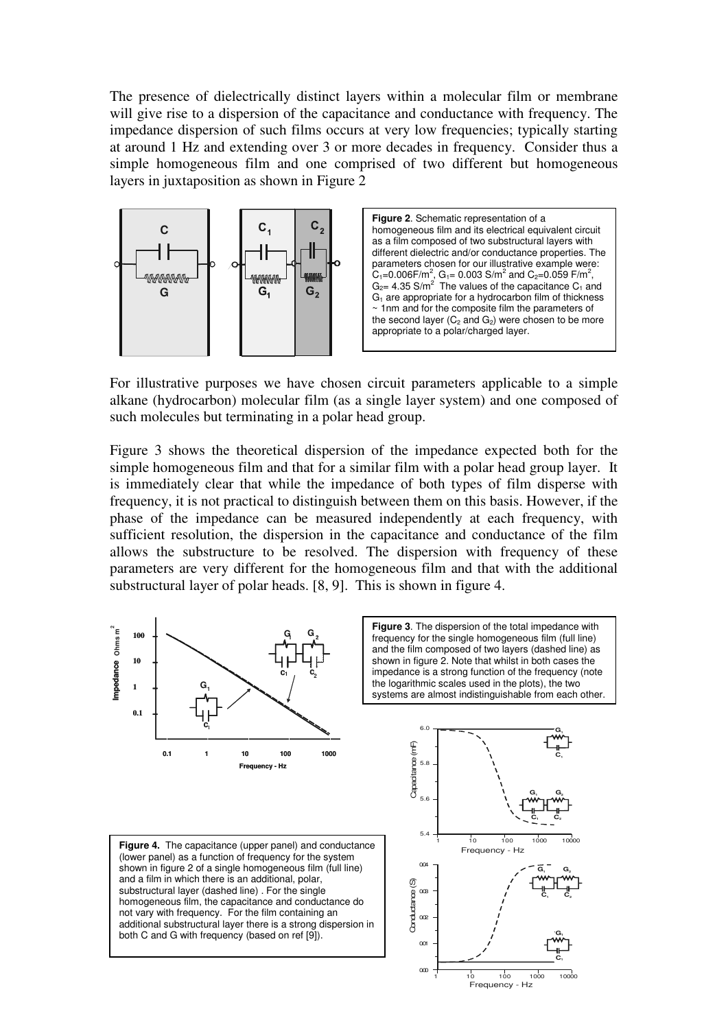The presence of dielectrically distinct layers within a molecular film or membrane will give rise to a dispersion of the capacitance and conductance with frequency. The impedance dispersion of such films occurs at very low frequencies; typically starting at around 1 Hz and extending over 3 or more decades in frequency. Consider thus a simple homogeneous film and one comprised of two different but homogeneous layers in juxtaposition as shown in Figure 2

**Figure 2**. Schematic representation of a homogeneous film and its electrical equivalent circuit as a film composed of two substructural layers with different dielectric and/or conductance properties. The parameters chosen for our illustrative example were: $C_1$=0.006F/m$^2$, $G_1$= 0.003 S/m$^2$ and $C_2$=0.059 F/m$^2$, $G_2$= 4.35 S/m$^2$ The values of the capacitance $C_1$ and $G_1$ are appropriate for a hydrocarbon film of thickness ~ 1nm and for the composite film the parameters of the second layer ($C_2$ and $G_2$) were chosen to be more appropriate to a polar/charged layer.

For illustrative purposes we have chosen circuit parameters applicable to a simple alkane (hydrocarbon) molecular film (as a single layer system) and one composed of such molecules but terminating in a polar head group.

Figure 3 shows the theoretical dispersion of the impedance expected both for the simple homogeneous film and that for a similar film with a polar head group layer. It is immediately clear that while the impedance of both types of film disperse with frequency, it is not practical to distinguish between them on this basis. However, if the phase of the impedance can be measured independently at each frequency, with sufficient resolution, the dispersion in the capacitance and conductance of the film allows the substructure to be resolved. The dispersion with frequency of these parameters are very different for the homogeneous film and that with the additional substructural layer of polar heads. [8, 9]. This is shown in figure 4.

**Figure 3**. The dispersion of the total impedance with frequency for the single homogeneous film (full line) and the film composed of two layers (dashed line) as shown in figure 2. Note that whilst in both cases the impedance is a strong function of the frequency (note the logarithmic scales used in the plots), the two systems are almost indistinguishable from each other.

**Figure 4.** The capacitance (upper panel) and conductance (lower panel) as a function of frequency for the system shown in figure 2 of a single homogeneous film (full line) and a film in which there is an additional, polar, substructural layer (dashed line) . For the single homogeneous film, the capacitance and conductance do not vary with frequency. For the film containing an additional substructural layer there is a strong dispersion in both C and G with frequency (based on ref [9]).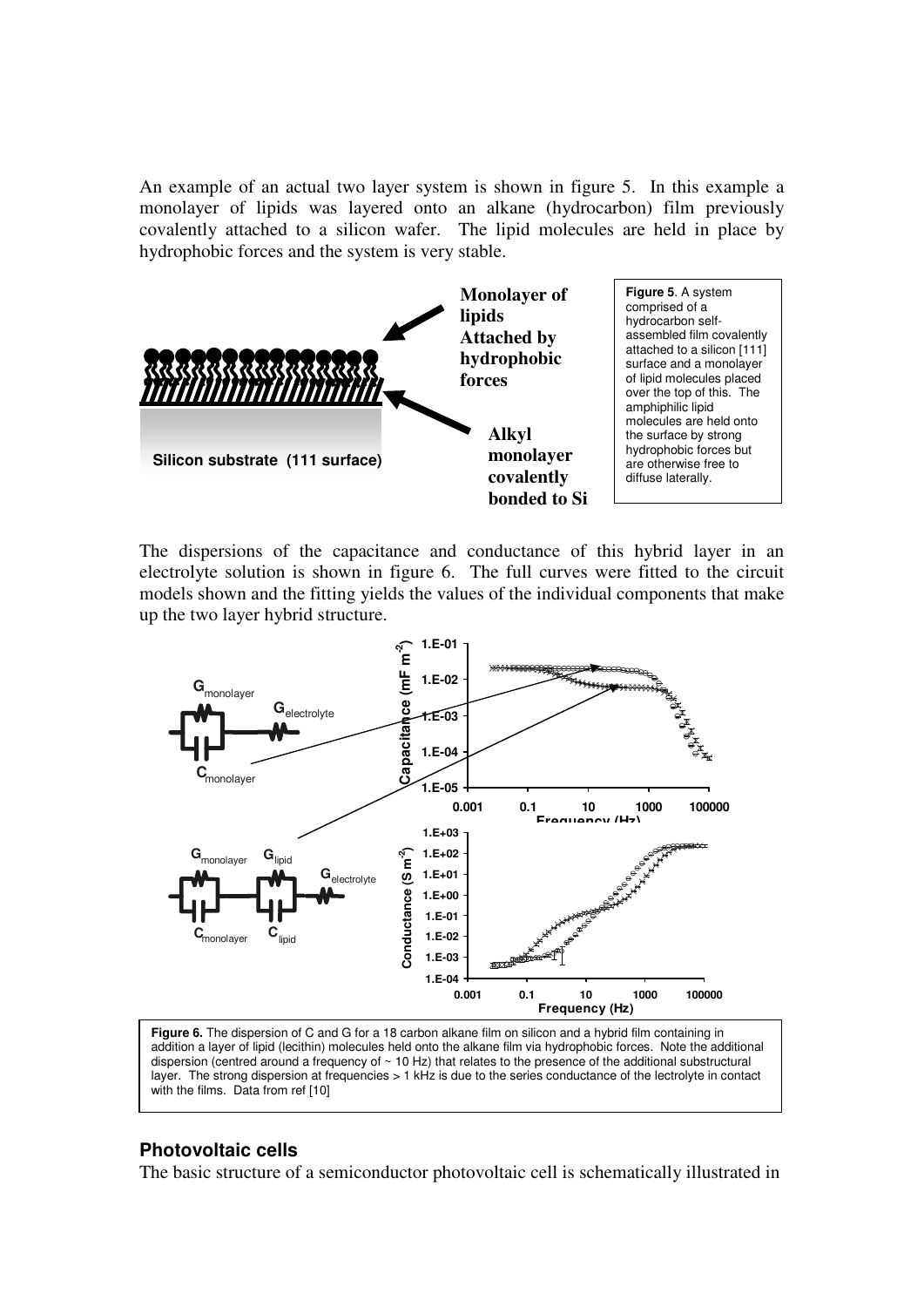An example of an actual two layer system is shown in figure 5. In this example a monolayer of lipids was layered onto an alkane (hydrocarbon) film previously covalently attached to a silicon wafer. The lipid molecules are held in place by hydrophobic forces and the system is very stable.

**Figure 5**. A system comprised of a hydrocarbon self-assembled film covalently attached to a silicon [111] surface and a monolayer of lipid molecules placed over the top of this. The amphiphilic lipid molecules are held onto the surface by strong hydrophobic forces but are otherwise free to diffuse laterally.

The dispersions of the capacitance and conductance of this hybrid layer in an electrolyte solution is shown in figure 6. The full curves were fitted to the circuit models shown and the fitting yields the values of the individual components that make up the two layer hybrid structure.

**Figure 6.** The dispersion of C and G for a 18 carbon alkane film on silicon and a hybrid film containing in addition a layer of lipid (lecithin) molecules held onto the alkane film via hydrophobic forces. Note the additional dispersion (centred around a frequency of ~ 10 Hz) that relates to the presence of the additional substructural layer. The strong dispersion at frequencies > 1 kHz is due to the series conductance of the lectrolyte in contact with the films. Data from ref [10]

## Photovoltaic cells

The basic structure of a semiconductor photovoltaic cell is schematically illustrated in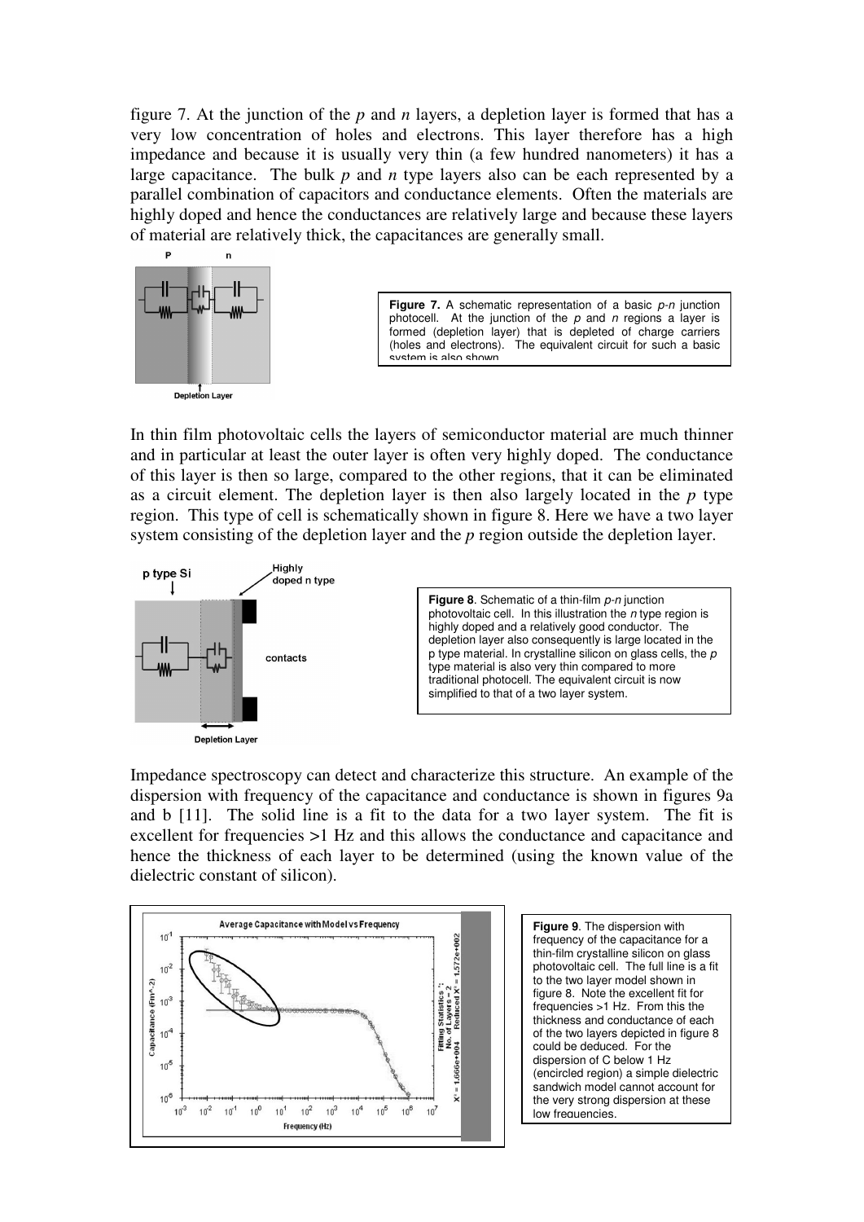figure 7. At the junction of the *p* and *n* layers, a depletion layer is formed that has a very low concentration of holes and electrons. This layer therefore has a high impedance and because it is usually very thin (a few hundred nanometers) it has a large capacitance. The bulk *p* and *n* type layers also can be each represented by a parallel combination of capacitors and conductance elements. Often the materials are highly doped and hence the conductances are relatively large and because these layers of material are relatively thick, the capacitances are generally small.

**Figure 7.** A schematic representation of a basic *p-n* junction photocell. At the junction of the *p* and *n* regions a layer is formed (depletion layer) that is depleted of charge carriers (holes and electrons). The equivalent circuit for such a basic system is also shown.

In thin film photovoltaic cells the layers of semiconductor material are much thinner and in particular at least the outer layer is often very highly doped. The conductance of this layer is then so large, compared to the other regions, that it can be eliminated as a circuit element. The depletion layer is then also largely located in the *p* type region. This type of cell is schematically shown in figure 8. Here we have a two layer system consisting of the depletion layer and the *p* region outside the depletion layer.

**Figure 8**. Schematic of a thin-film *p-n* junction photovoltaic cell. In this illustration the *n* type region is highly doped and a relatively good conductor. The depletion layer also consequently is large located in the p type material. In crystalline silicon on glass cells, the *p* type material is also very thin compared to more traditional photocell. The equivalent circuit is now simplified to that of a two layer system.

Impedance spectroscopy can detect and characterize this structure. An example of the dispersion with frequency of the capacitance and conductance is shown in figures 9a and b [11]. The solid line is a fit to the data for a two layer system. The fit is excellent for frequencies >1 Hz and this allows the conductance and capacitance and hence the thickness of each layer to be determined (using the known value of the dielectric constant of silicon).

**Figure 9**. The dispersion with frequency of the capacitance for a thin-film crystalline silicon on glass photovoltaic cell. The full line is a fit to the two layer model shown in figure 8. Note the excellent fit for frequencies >1 Hz. From this the thickness and conductance of each of the two layers depicted in figure 8 could be deduced. For the dispersion of C below 1 Hz (encircled region) a simple dielectric sandwich model cannot account for the very strong dispersion at these low frequencies.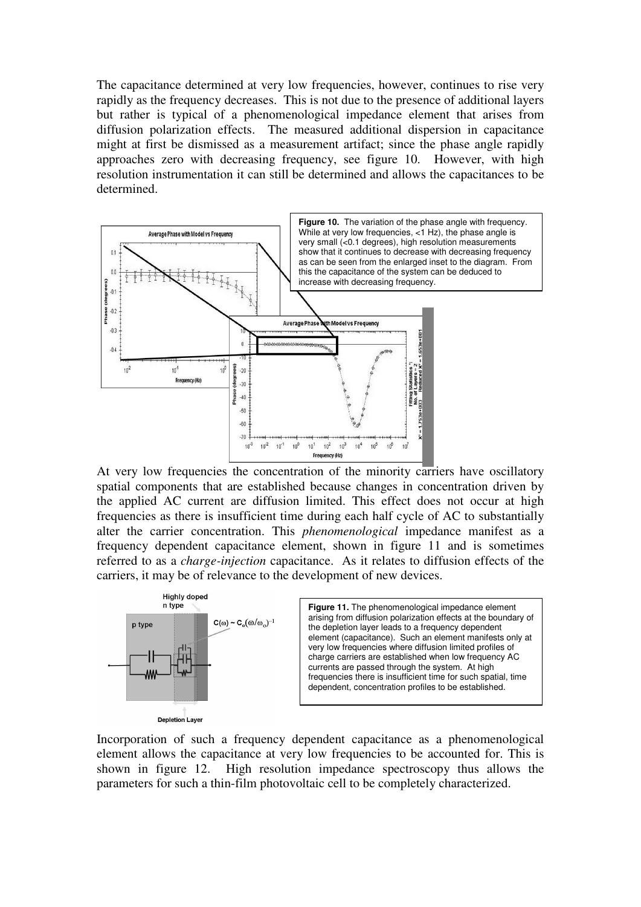The capacitance determined at very low frequencies, however, continues to rise very rapidly as the frequency decreases. This is not due to the presence of additional layers but rather is typical of a phenomenological impedance element that arises from diffusion polarization effects. The measured additional dispersion in capacitance might at first be dismissed as a measurement artifact; since the phase angle rapidly approaches zero with decreasing frequency, see figure 10. However, with high resolution instrumentation it can still be determined and allows the capacitances to be determined.

**Figure 10.** The variation of the phase angle with frequency. While at very low frequencies, <1 Hz), the phase angle is very small (<0.1 degrees), high resolution measurements show that it continues to decrease with decreasing frequency as can be seen from the enlarged inset to the diagram. From this the capacitance of the system can be deduced to increase with decreasing frequency.

At very low frequencies the concentration of the minority carriers have oscillatory spatial components that are established because changes in concentration driven by the applied AC current are diffusion limited. This effect does not occur at high frequencies as there is insufficient time during each half cycle of AC to substantially alter the carrier concentration. This *phenomenological* impedance manifest as a frequency dependent capacitance element, shown in figure 11 and is sometimes referred to as a *charge-injection* capacitance. As it relates to diffusion effects of the carriers, it may be of relevance to the development of new devices.

$C(\omega) \sim C_o(\omega/\omega_o)^{-1}$

**Figure 11.** The phenomenological impedance element arising from diffusion polarization effects at the boundary of the depletion layer leads to a frequency dependent element (capacitance). Such an element manifests only at very low frequencies where diffusion limited profiles of charge carriers are established when low frequency AC currents are passed through the system. At high frequencies there is insufficient time for such spatial, time dependent, concentration profiles to be established.

Incorporation of such a frequency dependent capacitance as a phenomenological element allows the capacitance at very low frequencies to be accounted for. This is shown in figure 12. High resolution impedance spectroscopy thus allows the parameters for such a thin-film photovoltaic cell to be completely characterized.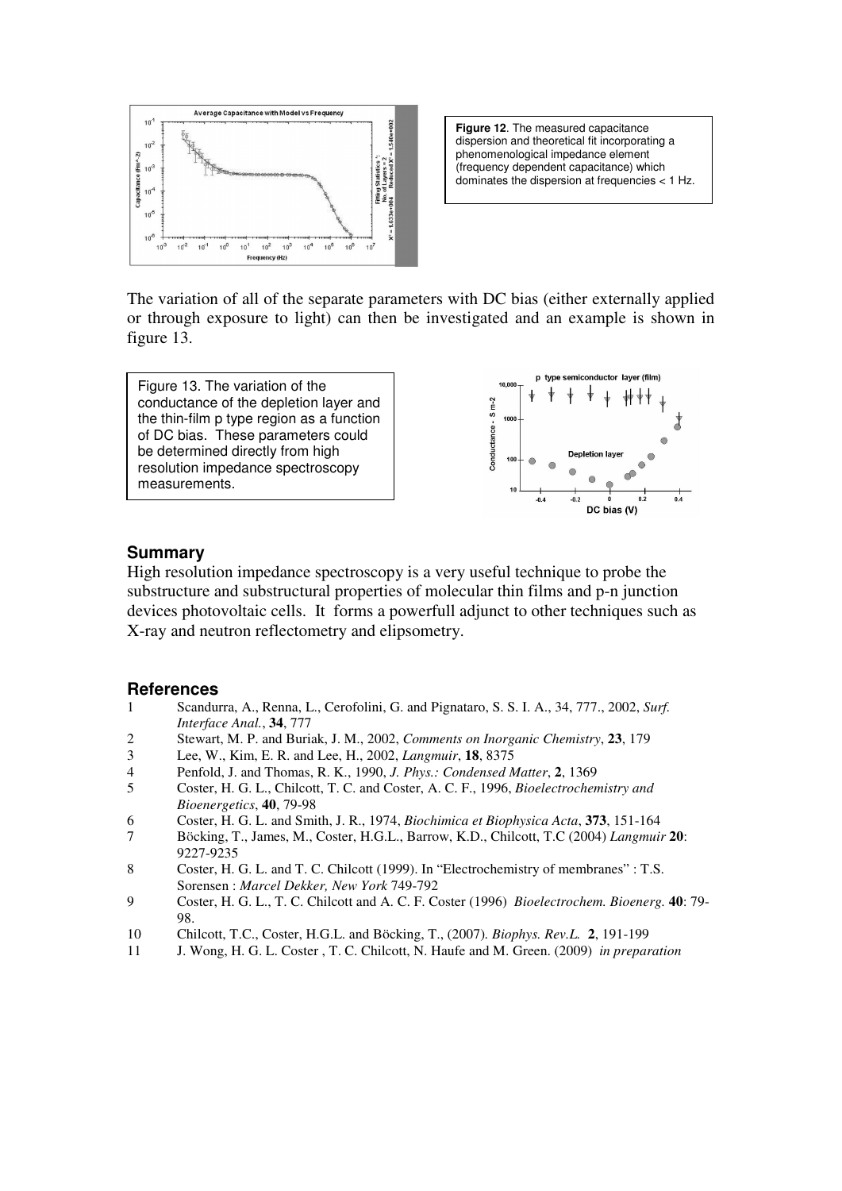Average Capacitance with Model vs Frequency

Capacitance (F/m^2)

Frequency (Hz)

Fitting Statistics: No. of Layers = 2 Reduced X² = 1.540e+002 X² = 1.633e+004

**Figure 12**. The measured capacitance dispersion and theoretical fit incorporating a phenomenological impedance element (frequency dependent capacitance) which dominates the dispersion at frequencies < 1 Hz.

The variation of all of the separate parameters with DC bias (either externally applied or through exposure to light) can then be investigated and an example is shown in figure 13.

p type semiconductor layer (film)

Depletion layer

Conductance - S m-2

DC bias (V)

Figure 13. The variation of the conductance of the depletion layer and the thin-film p type region as a function of DC bias. These parameters could be determined directly from high resolution impedance spectroscopy measurements.

## Summary

High resolution impedance spectroscopy is a very useful technique to probe the substructure and substructural properties of molecular thin films and p-n junction devices photovoltaic cells. It forms a powerfull adjunct to other techniques such as X-ray and neutron reflectometry and elipsometry.

## References

1. Scandurra, A., Renna, L., Cerofolini, G. and Pignataro, S. S. I. A., 34, 777., 2002, *Surf. Interface Anal.*, **34**, 777
2. Stewart, M. P. and Buriak, J. M., 2002, *Comments on Inorganic Chemistry*, **23**, 179
3. Lee, W., Kim, E. R. and Lee, H., 2002, *Langmuir*, **18**, 8375
4. Penfold, J. and Thomas, R. K., 1990, *J. Phys.: Condensed Matter*, **2**, 1369
5. Coster, H. G. L., Chilcott, T. C. and Coster, A. C. F., 1996, *Bioelectrochemistry and Bioenergetics*, **40**, 79-98
6. Coster, H. G. L. and Smith, J. R., 1974, *Biochimica et Biophysica Acta*, **373**, 151-164
7. Böcking, T., James, M., Coster, H.G.L., Barrow, K.D., Chilcott, T.C (2004) *Langmuir* **20**: 9227-9235
8. Coster, H. G. L. and T. C. Chilcott (1999). In "Electrochemistry of membranes" : T.S. Sorensen : *Marcel Dekker, New York* 749-792
9. Coster, H. G. L., T. C. Chilcott and A. C. F. Coster (1996) *Bioelectrochem. Bioenerg.* **40**: 79-98.
10. Chilcott, T.C., Coster, H.G.L. and Böcking, T., (2007). *Biophys. Rev.L.* **2**, 191-199
11. J. Wong, H. G. L. Coster , T. C. Chilcott, N. Haufe and M. Green. (2009) *in preparation*